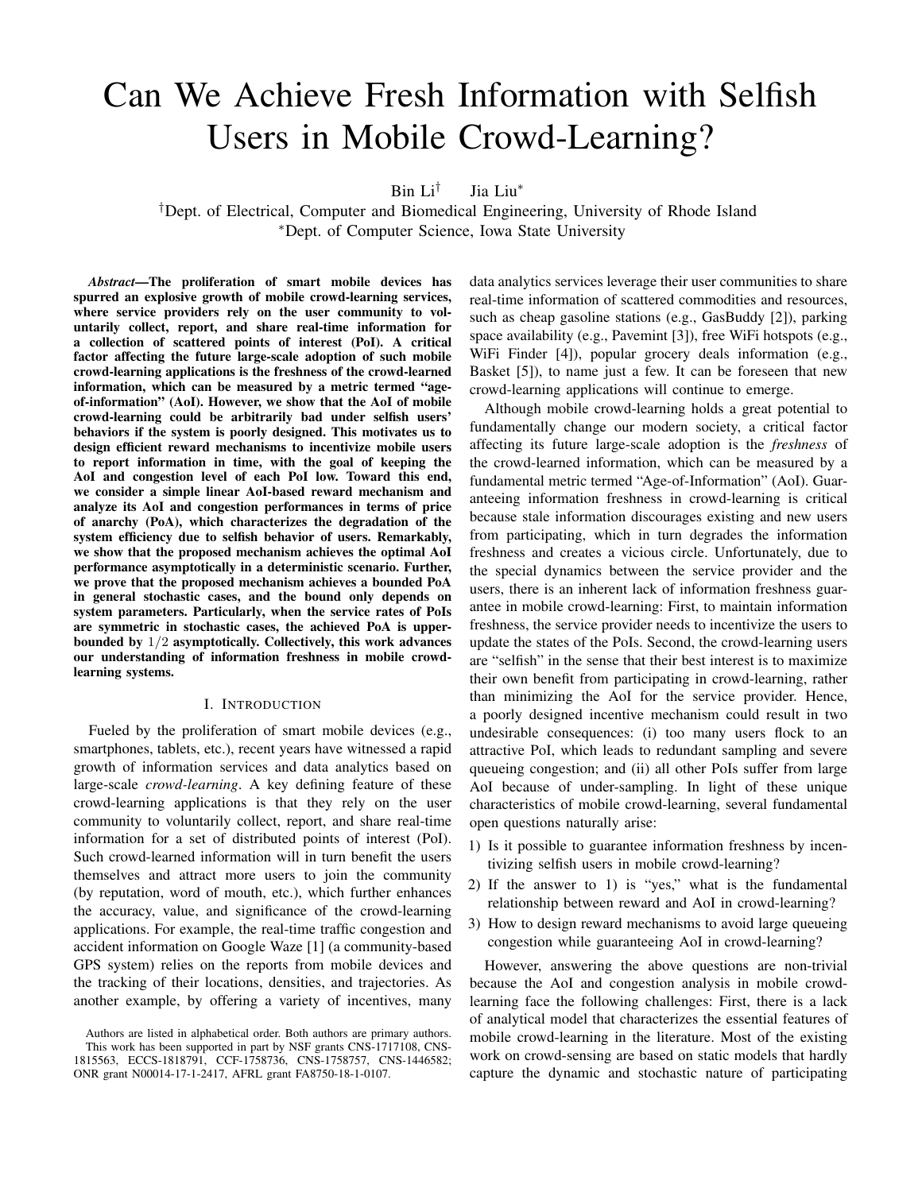# Can We Achieve Fresh Information with Selfish Users in Mobile Crowd-Learning?

Bin Li[†] Jia Liu[*]

[†]Dept. of Electrical, Computer and Biomedical Engineering, University of Rhode Island
[*]Dept. of Computer Science, Iowa State University

***Abstract*—The proliferation of smart mobile devices has spurred an explosive growth of mobile crowd-learning services, where service providers rely on the user community to voluntarily collect, report, and share real-time information for a collection of scattered points of interest (PoI). A critical factor affecting the future large-scale adoption of such mobile crowd-learning applications is the freshness of the crowd-learned information, which can be measured by a metric termed "age-of-information" (AoI). However, we show that the AoI of mobile crowd-learning could be arbitrarily bad under selfish users' behaviors if the system is poorly designed. This motivates us to design efficient reward mechanisms to incentivize mobile users to report information in time, with the goal of keeping the AoI and congestion level of each PoI low. Toward this end, we consider a simple linear AoI-based reward mechanism and analyze its AoI and congestion performances in terms of price of anarchy (PoA), which characterizes the degradation of the system efficiency due to selfish behavior of users. Remarkably, we show that the proposed mechanism achieves the optimal AoI performance asymptotically in a deterministic scenario. Further, we prove that the proposed mechanism achieves a bounded PoA in general stochastic cases, and the bound only depends on system parameters. Particularly, when the service rates of PoIs are symmetric in stochastic cases, the achieved PoA is upper-bounded by $1/2$ asymptotically. Collectively, this work advances our understanding of information freshness in mobile crowd-learning systems.**

## I. Introduction

Fueled by the proliferation of smart mobile devices (e.g., smartphones, tablets, etc.), recent years have witnessed a rapid growth of information services and data analytics based on large-scale *crowd-learning*. A key defining feature of these crowd-learning applications is that they rely on the user community to voluntarily collect, report, and share real-time information for a set of distributed points of interest (PoI). Such crowd-learned information will in turn benefit the users themselves and attract more users to join the community (by reputation, word of mouth, etc.), which further enhances the accuracy, value, and significance of the crowd-learning applications. For example, the real-time traffic congestion and accident information on Google Waze [1] (a community-based GPS system) relies on the reports from mobile devices and the tracking of their locations, densities, and trajectories. As another example, by offering a variety of incentives, many data analytics services leverage their user communities to share real-time information of scattered commodities and resources, such as cheap gasoline stations (e.g., GasBuddy [2]), parking space availability (e.g., Pavemint [3]), free WiFi hotspots (e.g., WiFi Finder [4]), popular grocery deals information (e.g., Basket [5]), to name just a few. It can be foreseen that new crowd-learning applications will continue to emerge.

Although mobile crowd-learning holds a great potential to fundamentally change our modern society, a critical factor affecting its future large-scale adoption is the *freshness* of the crowd-learned information, which can be measured by a fundamental metric termed "Age-of-Information" (AoI). Guaranteeing information freshness in crowd-learning is critical because stale information discourages existing and new users from participating, which in turn degrades the information freshness and creates a vicious circle. Unfortunately, due to the special dynamics between the service provider and the users, there is an inherent lack of information freshness guarantee in mobile crowd-learning: First, to maintain information freshness, the service provider needs to incentivize the users to update the states of the PoIs. Second, the crowd-learning users are "selfish" in the sense that their best interest is to maximize their own benefit from participating in crowd-learning, rather than minimizing the AoI for the service provider. Hence, a poorly designed incentive mechanism could result in two undesirable consequences: (i) too many users flock to an attractive PoI, which leads to redundant sampling and severe queueing congestion; and (ii) all other PoIs suffer from large AoI because of under-sampling. In light of these unique characteristics of mobile crowd-learning, several fundamental open questions naturally arise:

1) Is it possible to guarantee information freshness by incentivizing selfish users in mobile crowd-learning?
2) If the answer to 1) is "yes," what is the fundamental relationship between reward and AoI in crowd-learning?
3) How to design reward mechanisms to avoid large queueing congestion while guaranteeing AoI in crowd-learning?

However, answering the above questions are non-trivial because the AoI and congestion analysis in mobile crowd-learning face the following challenges: First, there is a lack of analytical model that characterizes the essential features of mobile crowd-learning in the literature. Most of the existing work on crowd-sensing are based on static models that hardly capture the dynamic and stochastic nature of participating

Authors are listed in alphabetical order. Both authors are primary authors. This work has been supported in part by NSF grants CNS-1717108, CNS-1815563, ECCS-1818791, CCF-1758736, CNS-1758757, CNS-1446582; ONR grant N00014-17-1-2417, AFRL grant FA8750-18-1-0107.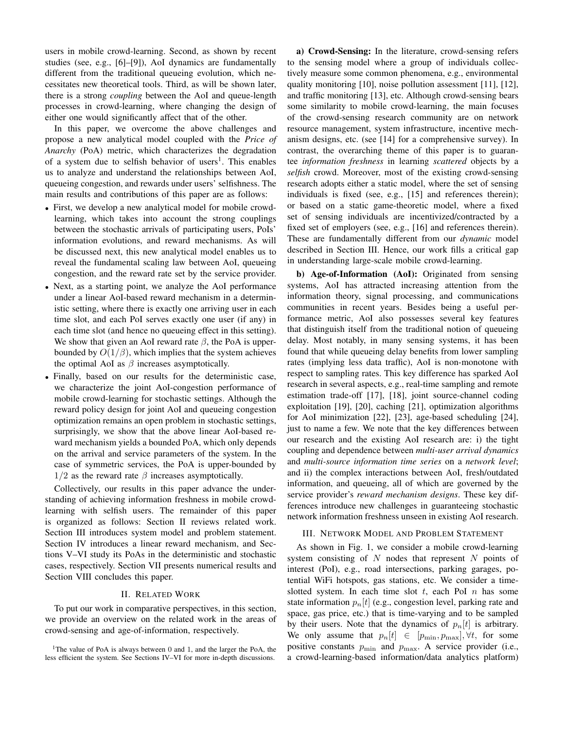users in mobile crowd-learning. Second, as shown by recent studies (see, e.g., [6]–[9]), AoI dynamics are fundamentally different from the traditional queueing evolution, which necessitates new theoretical tools. Third, as will be shown later, there is a strong *coupling* between the AoI and queue-length processes in crowd-learning, where changing the design of either one would significantly affect that of the other.

In this paper, we overcome the above challenges and propose a new analytical model coupled with the *Price of Anarchy* (PoA) metric, which characterizes the degradation of a system due to selfish behavior of users[1]. This enables us to analyze and understand the relationships between AoI, queueing congestion, and rewards under users' selfishness. The main results and contributions of this paper are as follows:

- First, we develop a new analytical model for mobile crowd-learning, which takes into account the strong couplings between the stochastic arrivals of participating users, PoIs' information evolutions, and reward mechanisms. As will be discussed next, this new analytical model enables us to reveal the fundamental scaling law between AoI, queueing congestion, and the reward rate set by the service provider.
- Next, as a starting point, we analyze the AoI performance under a linear AoI-based reward mechanism in a deterministic setting, where there is exactly one arriving user in each time slot, and each PoI serves exactly one user (if any) in each time slot (and hence no queueing effect in this setting). We show that given an AoI reward rate $\beta$, the PoA is upper-bounded by $O(1/\beta)$, which implies that the system achieves the optimal AoI as $\beta$ increases asymptotically.
- Finally, based on our results for the deterministic case, we characterize the joint AoI-congestion performance of mobile crowd-learning for stochastic settings. Although the reward policy design for joint AoI and queueing congestion optimization remains an open problem in stochastic settings, surprisingly, we show that the above linear AoI-based reward mechanism yields a bounded PoA, which only depends on the arrival and service parameters of the system. In the case of symmetric services, the PoA is upper-bounded by $1/2$ as the reward rate $\beta$ increases asymptotically.

Collectively, our results in this paper advance the understanding of achieving information freshness in mobile crowd-learning with selfish users. The remainder of this paper is organized as follows: Section II reviews related work. Section III introduces system model and problem statement. Section IV introduces a linear reward mechanism, and Sections V–VI study its PoAs in the deterministic and stochastic cases, respectively. Section VII presents numerical results and Section VIII concludes this paper.

## II. Related Work

To put our work in comparative perspectives, in this section, we provide an overview on the related work in the areas of crowd-sensing and age-of-information, respectively.

[1]The value of PoA is always between 0 and 1, and the larger the PoA, the less efficient the system. See Sections IV–VI for more in-depth discussions.

**a) Crowd-Sensing:** In the literature, crowd-sensing refers to the sensing model where a group of individuals collectively measure some common phenomena, e.g., environmental quality monitoring [10], noise pollution assessment [11], [12], and traffic monitoring [13], etc. Although crowd-sensing bears some similarity to mobile crowd-learning, the main focuses of the crowd-sensing research community are on network resource management, system infrastructure, incentive mechanism designs, etc. (see [14] for a comprehensive survey). In contrast, the overarching theme of this paper is to guarantee *information freshness* in learning *scattered* objects by a *selfish* crowd. Moreover, most of the existing crowd-sensing research adopts either a static model, where the set of sensing individuals is fixed (see, e.g., [15] and references therein); or based on a static game-theoretic model, where a fixed set of sensing individuals are incentivized/contracted by a fixed set of employers (see, e.g., [16] and references therein). These are fundamentally different from our *dynamic* model described in Section III. Hence, our work fills a critical gap in understanding large-scale mobile crowd-learning.

**b) Age-of-Information (AoI):** Originated from sensing systems, AoI has attracted increasing attention from the information theory, signal processing, and communications communities in recent years. Besides being a useful performance metric, AoI also possesses several key features that distinguish itself from the traditional notion of queueing delay. Most notably, in many sensing systems, it has been found that while queueing delay benefits from lower sampling rates (implying less data traffic), AoI is non-monotone with respect to sampling rates. This key difference has sparked AoI research in several aspects, e.g., real-time sampling and remote estimation trade-off [17], [18], joint source-channel coding exploitation [19], [20], caching [21], optimization algorithms for AoI minimization [22], [23], age-based scheduling [24], just to name a few. We note that the key differences between our research and the existing AoI research are: i) the tight coupling and dependence between *multi-user arrival dynamics* and *multi-source information time series* on a *network level*; and ii) the complex interactions between AoI, fresh/outdated information, and queueing, all of which are governed by the service provider's *reward mechanism designs*. These key differences introduce new challenges in guaranteeing stochastic network information freshness unseen in existing AoI research.

## III. Network Model and Problem Statement

As shown in Fig. 1, we consider a mobile crowd-learning system consisting of $N$ nodes that represent $N$ points of interest (PoI), e.g., road intersections, parking garages, potential WiFi hotspots, gas stations, etc. We consider a time-slotted system. In each time slot $t$, each PoI $n$ has some state information $p_n[t]$ (e.g., congestion level, parking rate and space, gas price, etc.) that is time-varying and to be sampled by their users. Note that the dynamics of $p_n[t]$ is arbitrary. We only assume that $p_n[t] \in [p_{\min}, p_{\max}], \forall t$, for some positive constants $p_{\min}$ and $p_{\max}$. A service provider (i.e., a crowd-learning-based information/data analytics platform)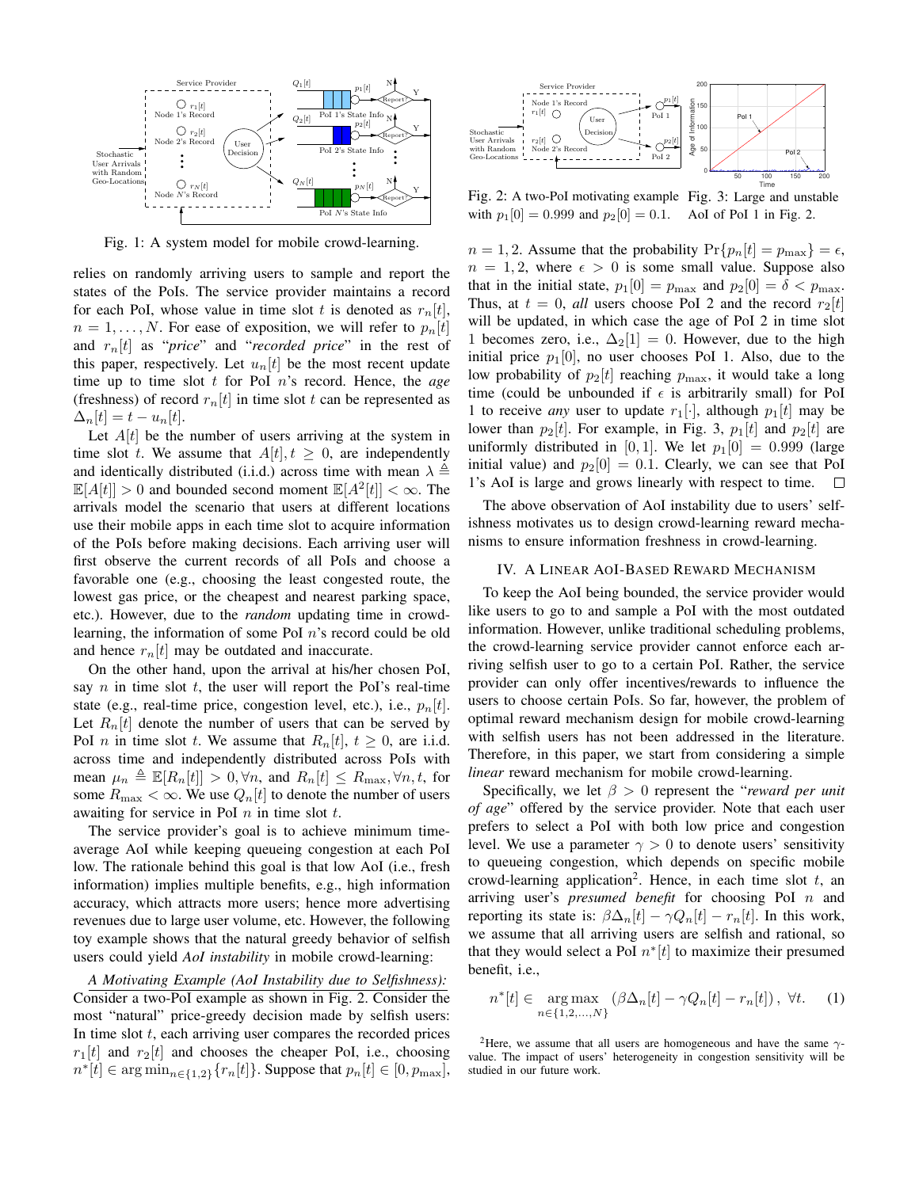Fig. 1: A system model for mobile crowd-learning.

Fig. 2: A two-PoI motivating example with $p_1[0] = 0.999$ and $p_2[0] = 0.1$.

Fig. 3: Large and unstable AoI of PoI 1 in Fig. 2.

relies on randomly arriving users to sample and report the states of the PoIs. The service provider maintains a record for each PoI, whose value in time slot $t$ is denoted as $r_n[t]$, $n = 1, \ldots, N$. For ease of exposition, we will refer to $p_n[t]$ and $r_n[t]$ as "*price*" and "*recorded price*" in the rest of this paper, respectively. Let $u_n[t]$ be the most recent update time up to time slot $t$ for PoI $n$'s record. Hence, the *age* (freshness) of record $r_n[t]$ in time slot $t$ can be represented as $\Delta_n[t] = t - u_n[t]$.

Let $A[t]$ be the number of users arriving at the system in time slot $t$. We assume that $A[t], t \geq 0$, are independently and identically distributed (i.i.d.) across time with mean $\lambda \triangleq \mathbb{E}[A[t]] > 0$ and bounded second moment $\mathbb{E}[A^2[t]] < \infty$. The arrivals model the scenario that users at different locations use their mobile apps in each time slot to acquire information of the PoIs before making decisions. Each arriving user will first observe the current records of all PoIs and choose a favorable one (e.g., choosing the least congested route, the lowest gas price, or the cheapest and nearest parking space, etc.). However, due to the *random* updating time in crowd-learning, the information of some PoI $n$'s record could be old and hence $r_n[t]$ may be outdated and inaccurate.

On the other hand, upon the arrival at his/her chosen PoI, say $n$ in time slot $t$, the user will report the PoI's real-time state (e.g., real-time price, congestion level, etc.), i.e., $p_n[t]$. Let $R_n[t]$ denote the number of users that can be served by PoI $n$ in time slot $t$. We assume that $R_n[t]$, $t \geq 0$, are i.i.d. across time and independently distributed across PoIs with mean $\mu_n \triangleq \mathbb{E}[R_n[t]] > 0, \forall n$, and $R_n[t] \leq R_{\max}, \forall n, t$, for some $R_{\max} < \infty$. We use $Q_n[t]$ to denote the number of users awaiting for service in PoI $n$ in time slot $t$.

The service provider's goal is to achieve minimum time-average AoI while keeping queueing congestion at each PoI low. The rationale behind this goal is that low AoI (i.e., fresh information) implies multiple benefits, e.g., high information accuracy, which attracts more users; hence more advertising revenues due to large user volume, etc. However, the following toy example shows that the natural greedy behavior of selfish users could yield *AoI instability* in mobile crowd-learning:

*A Motivating Example (AoI Instability due to Selfishness):* Consider a two-PoI example as shown in Fig. 2. Consider the most "natural" price-greedy decision made by selfish users: In time slot $t$, each arriving user compares the recorded prices $r_1[t]$ and $r_2[t]$ and chooses the cheaper PoI, i.e., choosing $n^*[t] \in \arg\min_{n \in \{1,2\}} \{r_n[t]\}$. Suppose that $p_n[t] \in [0, p_{\max}]$, $n = 1, 2$. Assume that the probability $\Pr\{p_n[t] = p_{\max}\} = \epsilon$, $n = 1, 2$, where $\epsilon > 0$ is some small value. Suppose also that in the initial state, $p_1[0] = p_{\max}$ and $p_2[0] = \delta < p_{\max}$. Thus, at $t = 0$, *all* users choose PoI 2 and the record $r_2[t]$ will be updated, in which case the age of PoI 2 in time slot 1 becomes zero, i.e., $\Delta_2[1] = 0$. However, due to the high initial price $p_1[0]$, no user chooses PoI 1. Also, due to the low probability of $p_2[t]$ reaching $p_{\max}$, it would take a long time (could be unbounded if $\epsilon$ is arbitrarily small) for PoI 1 to receive *any* user to update $r_1[\cdot]$, although $p_1[t]$ may be lower than $p_2[t]$. For example, in Fig. 3, $p_1[t]$ and $p_2[t]$ are uniformly distributed in $[0, 1]$. We let $p_1[0] = 0.999$ (large initial value) and $p_2[0] = 0.1$. Clearly, we can see that PoI 1's AoI is large and grows linearly with respect to time. □

The above observation of AoI instability due to users' selfishness motivates us to design crowd-learning reward mechanisms to ensure information freshness in crowd-learning.

## IV. A Linear AoI-Based Reward Mechanism

To keep the AoI being bounded, the service provider would like users to go to and sample a PoI with the most outdated information. However, unlike traditional scheduling problems, the crowd-learning service provider cannot enforce each arriving selfish user to go to a certain PoI. Rather, the service provider can only offer incentives/rewards to influence the users to choose certain PoIs. So far, however, the problem of optimal reward mechanism design for mobile crowd-learning with selfish users has not been addressed in the literature. Therefore, in this paper, we start from considering a simple *linear* reward mechanism for mobile crowd-learning.

Specifically, we let $\beta > 0$ represent the "*reward per unit of age*" offered by the service provider. Note that each user prefers to select a PoI with both low price and congestion level. We use a parameter $\gamma > 0$ to denote users' sensitivity to queueing congestion, which depends on specific mobile crowd-learning application[2]. Hence, in each time slot $t$, an arriving user's *presumed benefit* for choosing PoI $n$ and reporting its state is: $\beta\Delta_n[t] - \gamma Q_n[t] - r_n[t]$. In this work, we assume that all arriving users are selfish and rational, so that they would select a PoI $n^*[t]$ to maximize their presumed benefit, i.e.,

$$n^*[t] \in \underset{n \in \{1,2,\ldots,N\}}{\arg\max} \left(\beta\Delta_n[t] - \gamma Q_n[t] - r_n[t]\right), \ \forall t. \quad (1)$$

[2]Here, we assume that all users are homogeneous and have the same $\gamma$-value. The impact of users' heterogeneity in congestion sensitivity will be studied in our future work.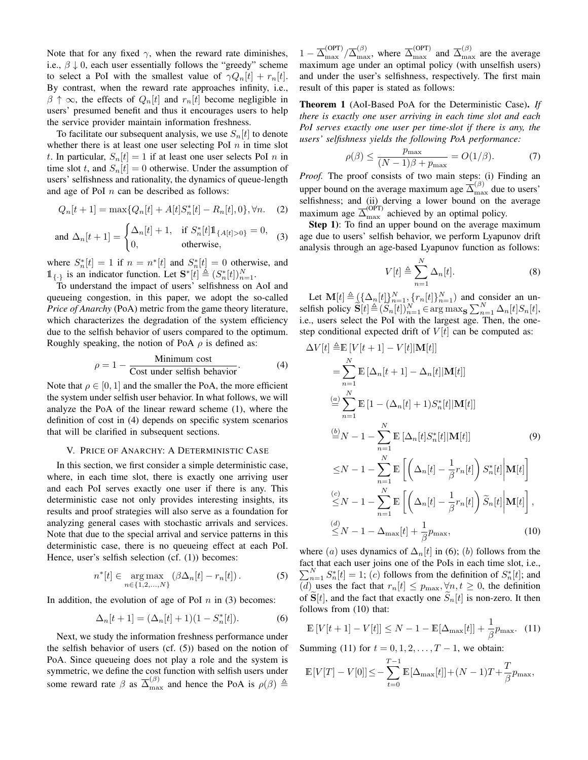Note that for any fixed $\gamma$, when the reward rate diminishes, i.e., $\beta \downarrow 0$, each user essentially follows the "greedy" scheme to select a PoI with the smallest value of $\gamma Q_n[t] + r_n[t]$. By contrast, when the reward rate approaches infinity, i.e., $\beta \uparrow \infty$, the effects of $Q_n[t]$ and $r_n[t]$ become negligible in users' presumed benefit and thus it encourages users to help the service provider maintain information freshness.

To facilitate our subsequent analysis, we use $S_n[t]$ to denote whether there is at least one user selecting PoI $n$ in time slot $t$. In particular, $S_n[t] = 1$ if at least one user selects PoI $n$ in time slot $t$, and $S_n[t] = 0$ otherwise. Under the assumption of users' selfishness and rationality, the dynamics of queue-length and age of PoI $n$ can be described as follows:

$$Q_n[t+1] = \max\{Q_n[t] + A[t]S^*_n[t] - R_n[t], 0\}, \forall n. \quad (2)$$

$$\text{and } \Delta_n[t+1] = \begin{cases} \Delta_n[t] + 1, & \text{if } S^*_n[t]\mathbb{1}_{\{A[t]>0\}} = 0, \\ 0, & \text{otherwise,} \end{cases} \quad (3)$$

where $S^*_n[t] = 1$ if $n = n^*[t]$ and $S^*_n[t] = 0$ otherwise, and $\mathbb{1}_{\{\cdot\}}$ is an indicator function. Let $\mathbf{S}^*[t] \triangleq (S^*_n[t])_{n=1}^N$.

To understand the impact of users' selfishness on AoI and queueing congestion, in this paper, we adopt the so-called *Price of Anarchy* (PoA) metric from the game theory literature, which characterizes the degradation of the system efficiency due to the selfish behavior of users compared to the optimum. Roughly speaking, the notion of PoA $\rho$ is defined as:

$$\rho = 1 - \frac{\text{Minimum cost}}{\text{Cost under selfish behavior}}. \quad (4)$$

Note that $\rho \in [0, 1]$ and the smaller the PoA, the more efficient the system under selfish user behavior. In what follows, we will analyze the PoA of the linear reward scheme (1), where the definition of cost in (4) depends on specific system scenarios that will be clarified in subsequent sections.

## V. Price of Anarchy: A Deterministic Case

In this section, we first consider a simple deterministic case, where, in each time slot, there is exactly one arriving user and each PoI serves exactly one user if there is any. This deterministic case not only provides interesting insights, its results and proof strategies will also serve as a foundation for analyzing general cases with stochastic arrivals and services. Note that due to the special arrival and service patterns in this deterministic case, there is no queueing effect at each PoI. Hence, user's selfish selection (cf. (1)) becomes:

$$n^*[t] \in \underset{n \in \{1,2,\ldots,N\}}{\arg\max} \left(\beta \Delta_n[t] - r_n[t]\right). \quad (5)$$

In addition, the evolution of age of PoI $n$ in (3) becomes:

$$\Delta_n[t+1] = (\Delta_n[t] + 1)(1 - S^*_n[t]). \quad (6)$$

Next, we study the information freshness performance under the selfish behavior of users (cf. (5)) based on the notion of PoA. Since queueing does not play a role and the system is symmetric, we define the cost function with selfish users under some reward rate $\beta$ as $\overline{\Delta}^{(\beta)}_{\max}$ and hence the PoA is $\rho(\beta) \triangleq 1 - \overline{\Delta}^{(\text{OPT})}_{\max} / \overline{\Delta}^{(\beta)}_{\max}$, where $\overline{\Delta}^{(\text{OPT})}_{\max}$ and $\overline{\Delta}^{(\beta)}_{\max}$ are the average maximum age under an optimal policy (with unselfish users) and under the user's selfishness, respectively. The first main result of this paper is stated as follows:

**Theorem 1** (AoI-Based PoA for the Deterministic Case)**.** *If there is exactly one user arriving in each time slot and each PoI serves exactly one user per time-slot if there is any, the users' selfishness yields the following PoA performance:*

$$\rho(\beta) \leq \frac{p_{\max}}{(N-1)\beta + p_{\max}} = O(1/\beta). \quad (7)$$

*Proof.* The proof consists of two main steps: (i) Finding an upper bound on the average maximum age $\overline{\Delta}^{(\beta)}_{\max}$ due to users' selfishness; and (ii) derving a lower bound on the average maximum age $\overline{\Delta}^{(\text{OPT})}_{\max}$ achieved by an optimal policy.

**Step 1)**: To find an upper bound on the average maximum age due to users' selfish behavior, we perform Lyapunov drift analysis through an age-based Lyapunov function as follows:

$$V[t] \triangleq \sum_{n=1}^{N} \Delta_n[t]. \quad (8)$$

Let $\mathbf{M}[t] \triangleq (\{\Delta_n[t]\}_{n=1}^N, \{r_n[t]\}_{n=1}^N)$ and consider an unselfish policy $\widetilde{\mathbf{S}}[t] \triangleq (\widetilde{S}_n[t])_{n=1}^N \in \arg\max_{\mathbf{S}} \sum_{n=1}^N \Delta_n[t] S_n[t]$, i.e., users select the PoI with the largest age. Then, the one-step conditional expected drift of $V[t]$ can be computed as:

$$\begin{aligned}
\Delta V[t] \triangleq& \mathbb{E}\left[V[t+1] - V[t] | \mathbf{M}[t]\right] \\
=& \sum_{n=1}^{N} \mathbb{E}\left[\Delta_n[t+1] - \Delta_n[t] | \mathbf{M}[t]\right] \\
\overset{(a)}{=}& \sum_{n=1}^{N} \mathbb{E}\left[1 - (\Delta_n[t] + 1) S^*_n[t] | \mathbf{M}[t]\right] \\
\overset{(b)}{=}& N - 1 - \sum_{n=1}^{N} \mathbb{E}\left[\Delta_n[t] S^*_n[t] | \mathbf{M}[t]\right] \qquad (9) \\
\leq& N - 1 - \sum_{n=1}^{N} \mathbb{E}\left[\left(\Delta_n[t] - \frac{1}{\beta} r_n[t]\right) S^*_n[t] \middle| \mathbf{M}[t]\right] \\
\overset{(c)}{\leq}& N - 1 - \sum_{n=1}^{N} \mathbb{E}\left[\left(\Delta_n[t] - \frac{1}{\beta} r_n[t]\right) \widetilde{S}_n[t] \middle| \mathbf{M}[t]\right], \\
\overset{(d)}{\leq}& N - 1 - \Delta_{\max}[t] + \frac{1}{\beta} p_{\max}, \qquad (10)
\end{aligned}$$

where $(a)$ uses dynamics of $\Delta_n[t]$ in (6); $(b)$ follows from the fact that each user joins one of the PoIs in each time slot, i.e., $\sum_{n=1}^N S^*_n[t] = 1$; $(c)$ follows from the definition of $S^*_n[t]$; and $(d)$ uses the fact that $r_n[t] \leq p_{\max}, \forall n, t \geq 0$, the definition of $\widetilde{\mathbf{S}}[t]$, and the fact that exactly one $\widetilde{S}_n[t]$ is non-zero. It then follows from (10) that:

$$\mathbb{E}\left[V[t+1] - V[t]\right] \leq N - 1 - \mathbb{E}[\Delta_{\max}[t]] + \frac{1}{\beta} p_{\max}. \quad (11)$$

Summing (11) for $t = 0, 1, 2, \ldots, T-1$, we obtain:

$$\mathbb{E}[V[T] - V[0]] \leq -\sum_{t=0}^{T-1} \mathbb{E}[\Delta_{\max}[t]] + (N-1)T + \frac{T}{\beta} p_{\max},$$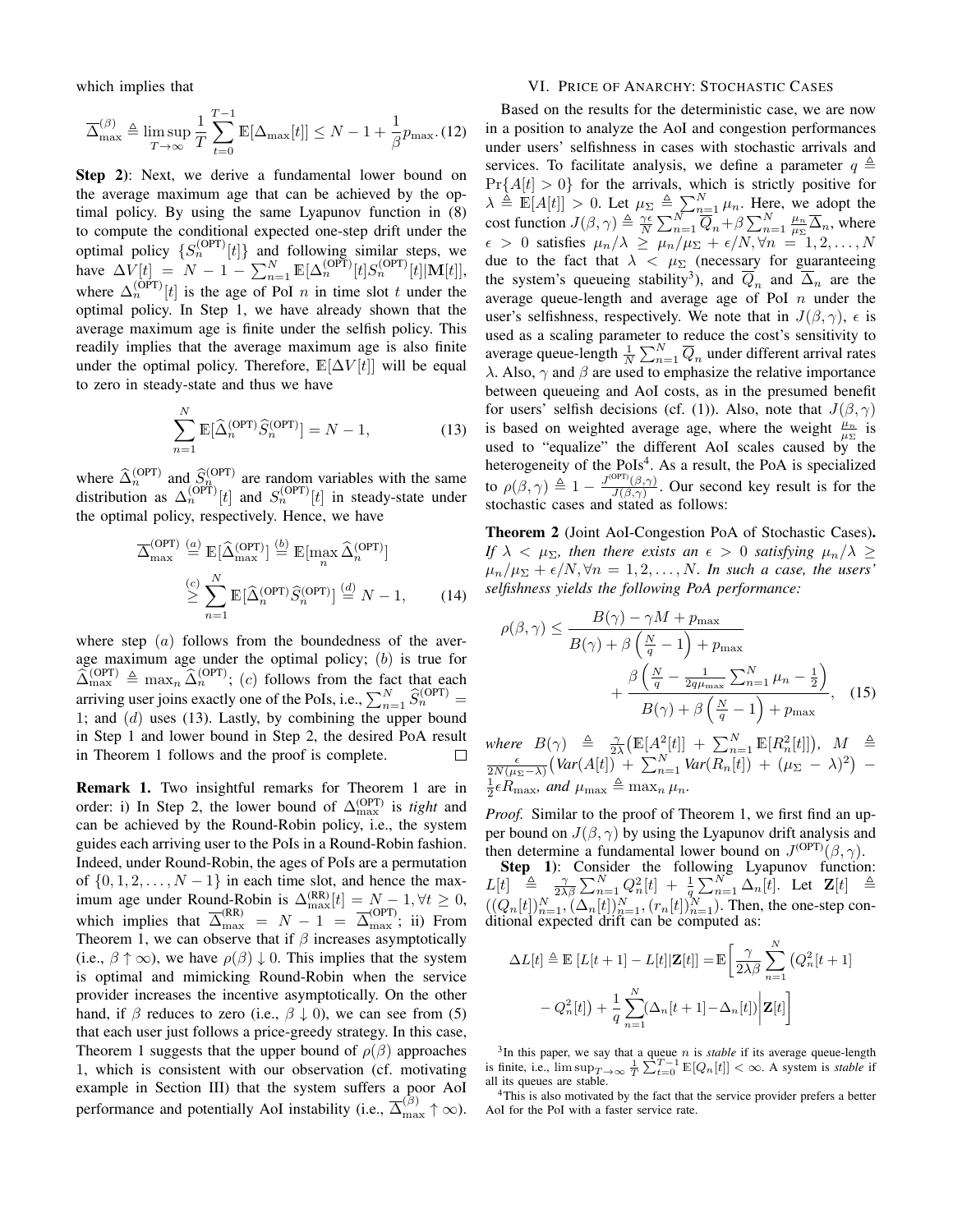which implies that

$$\overline{\Delta}_{\max}^{(\beta)} \triangleq \limsup_{T\to\infty} \frac{1}{T}\sum_{t=0}^{T-1} \mathbb{E}[\Delta_{\max}[t]] \leq N-1+\frac{1}{\beta}p_{\max}. \quad (12)$$

**Step 2)**: Next, we derive a fundamental lower bound on the average maximum age that can be achieved by the optimal policy. By using the same Lyapunov function in (8) to compute the conditional expected one-step drift under the optimal policy $\{S_n^{(\text{OPT})}[t]\}$ and following similar steps, we have $\Delta V[t] = N-1-\sum_{n=1}^{N}\mathbb{E}[\Delta_n^{(\text{OPT})}[t]S_n^{(\text{OPT})}[t]|\mathbf{M}[t]]$, where $\Delta_n^{(\text{OPT})}[t]$ is the age of PoI $n$ in time slot $t$ under the optimal policy. In Step 1, we have already shown that the average maximum age is finite under the selfish policy. This readily implies that the average maximum age is also finite under the optimal policy. Therefore, $\mathbb{E}[\Delta V[t]]$ will be equal to zero in steady-state and thus we have

$$\sum_{n=1}^{N}\mathbb{E}[\widehat{\Delta}_n^{(\text{OPT})}\widehat{S}_n^{(\text{OPT})}] = N-1, \quad (13)$$

where $\widehat{\Delta}_n^{(\text{OPT})}$ and $\widehat{S}_n^{(\text{OPT})}$ are random variables with the same distribution as $\Delta_n^{(\text{OPT})}[t]$ and $S_n^{(\text{OPT})}[t]$ in steady-state under the optimal policy, respectively. Hence, we have

$$\begin{aligned}\overline{\Delta}_{\max}^{(\text{OPT})} &\overset{(a)}{=} \mathbb{E}[\widehat{\Delta}_{\max}^{(\text{OPT})}] \overset{(b)}{=} \mathbb{E}[\max_n \widehat{\Delta}_n^{(\text{OPT})}] \\ &\overset{(c)}{\geq} \sum_{n=1}^{N}\mathbb{E}[\widehat{\Delta}_n^{(\text{OPT})}\widehat{S}_n^{(\text{OPT})}] \overset{(d)}{=} N-1, \quad (14)\end{aligned}$$

where step $(a)$ follows from the boundedness of the average maximum age under the optimal policy; $(b)$ is true for $\widehat{\Delta}_{\max}^{(\text{OPT})} \triangleq \max_n \widehat{\Delta}_n^{(\text{OPT})}$; $(c)$ follows from the fact that each arriving user joins exactly one of the PoIs, i.e., $\sum_{n=1}^{N}\widehat{S}_n^{(\text{OPT})} = 1$; and $(d)$ uses (13). Lastly, by combining the upper bound in Step 1 and lower bound in Step 2, the desired PoA result in Theorem 1 follows and the proof is complete. □

**Remark 1.** Two insightful remarks for Theorem 1 are in order: i) In Step 2, the lower bound of $\Delta_{\max}^{(\text{OPT})}$ is *tight* and can be achieved by the Round-Robin policy, i.e., the system guides each arriving user to the PoIs in a Round-Robin fashion. Indeed, under Round-Robin, the ages of PoIs are a permutation of $\{0,1,2,\ldots,N-1\}$ in each time slot, and hence the maximum age under Round-Robin is $\Delta_{\max}^{(\text{RR})}[t] = N-1, \forall t \geq 0$, which implies that $\overline{\Delta}_{\max}^{(\text{RR})} = N-1 = \overline{\Delta}_{\max}^{(\text{OPT})}$; ii) From Theorem 1, we can observe that if $\beta$ increases asymptotically (i.e., $\beta \uparrow \infty$), we have $\rho(\beta) \downarrow 0$. This implies that the system is optimal and mimicking Round-Robin when the service provider increases the incentive asymptotically. On the other hand, if $\beta$ reduces to zero (i.e., $\beta \downarrow 0$), we can see from (5) that each user just follows a price-greedy strategy. In this case, Theorem 1 suggests that the upper bound of $\rho(\beta)$ approaches 1, which is consistent with our observation (cf. motivating example in Section III) that the system suffers a poor AoI performance and potentially AoI instability (i.e., $\overline{\Delta}_{\max}^{(\beta)} \uparrow \infty$).

## VI. Price of Anarchy: Stochastic Cases

Based on the results for the deterministic case, we are now in a position to analyze the AoI and congestion performances under users' selfishness in cases with stochastic arrivals and services. To facilitate analysis, we define a parameter $q \triangleq \Pr\{A[t] > 0\}$ for the arrivals, which is strictly positive for $\lambda \triangleq \mathbb{E}[A[t]] > 0$. Let $\mu_\Sigma \triangleq \sum_{n=1}^{N}\mu_n$. Here, we adopt the cost function $J(\beta,\gamma) \triangleq \frac{\gamma\epsilon}{N}\sum_{n=1}^{N}\overline{Q}_n + \beta\sum_{n=1}^{N}\frac{\mu_n}{\mu_\Sigma}\overline{\Delta}_n$, where $\epsilon > 0$ satisfies $\mu_n/\lambda \geq \mu_n/\mu_\Sigma + \epsilon/N, \forall n = 1,2,\ldots,N$ due to the fact that $\lambda < \mu_\Sigma$ (necessary for guaranteeing the system's queueing stability[3]), and $\overline{Q}_n$ and $\overline{\Delta}_n$ are the average queue-length and average age of PoI $n$ under the user's selfishness, respectively. We note that in $J(\beta,\gamma)$, $\epsilon$ is used as a scaling parameter to reduce the cost's sensitivity to average queue-length $\frac{1}{N}\sum_{n=1}^{N}\overline{Q}_n$ under different arrival rates $\lambda$. Also, $\gamma$ and $\beta$ are used to emphasize the relative importance between queueing and AoI costs, as in the presumed benefit for users' selfish decisions (cf. (1)). Also, note that $J(\beta,\gamma)$ is based on weighted average age, where the weight $\frac{\mu_n}{\mu_\Sigma}$ is used to "equalize" the different AoI scales caused by the heterogeneity of the PoIs[4]. As a result, the PoA is specialized to $\rho(\beta,\gamma) \triangleq 1 - \frac{J^{(\text{OPT})}(\beta,\gamma)}{J(\beta,\gamma)}$. Our second key result is for the stochastic cases and stated as follows:

**Theorem 2** (Joint AoI-Congestion PoA of Stochastic Cases)**.** *If $\lambda < \mu_\Sigma$, then there exists an $\epsilon > 0$ satisfying $\mu_n/\lambda \geq \mu_n/\mu_\Sigma + \epsilon/N, \forall n = 1,2,\ldots,N$. In such a case, the users' selfishness yields the following PoA performance:*

$$\begin{aligned}\rho(\beta,\gamma) \leq &\frac{B(\gamma) - \gamma M + p_{\max}}{B(\gamma) + \beta\left(\frac{N}{q}-1\right) + p_{\max}} \\ &+ \frac{\beta\left(\frac{N}{q} - \frac{1}{2q\mu_{\max}}\sum_{n=1}^{N}\mu_n - \frac{1}{2}\right)}{B(\gamma) + \beta\left(\frac{N}{q}-1\right) + p_{\max}}, \quad (15)\end{aligned}$$

*where $B(\gamma) \triangleq \frac{\gamma}{2\lambda}\big(\mathbb{E}[A^2[t]] + \sum_{n=1}^{N}\mathbb{E}[R_n^2[t]]\big)$, $M \triangleq \frac{\epsilon}{2N(\mu_\Sigma-\lambda)}\big(Var(A[t]) + \sum_{n=1}^{N}Var(R_n[t]) + (\mu_\Sigma-\lambda)^2\big) - \frac{1}{2}\epsilon R_{\max}$, and $\mu_{\max} \triangleq \max_n \mu_n$.*

*Proof.* Similar to the proof of Theorem 1, we first find an upper bound on $J(\beta,\gamma)$ by using the Lyapunov drift analysis and then determine a fundamental lower bound on $J^{(\text{OPT})}(\beta,\gamma)$.

**Step 1)**: Consider the following Lyapunov function: $L[t] \triangleq \frac{\gamma}{2\lambda\beta}\sum_{n=1}^{N}Q_n^2[t] + \frac{1}{q}\sum_{n=1}^{N}\Delta_n[t]$. Let $\mathbf{Z}[t] \triangleq ((Q_n[t])_{n=1}^{N}, (\Delta_n[t])_{n=1}^{N}, (r_n[t])_{n=1}^{N})$. Then, the one-step conditional expected drift can be computed as:

$$\begin{aligned}\Delta L[t] \triangleq \mathbb{E}\left[L[t+1] - L[t]|\mathbf{Z}[t]\right] = \mathbb{E}\Bigg[\frac{\gamma}{2\lambda\beta}\sum_{n=1}^{N}\big(Q_n^2[t+1] \\ - Q_n^2[t]\big) + \frac{1}{q}\sum_{n=1}^{N}(\Delta_n[t+1]-\Delta_n[t])\Bigg|\mathbf{Z}[t]\Bigg]\end{aligned}$$

[3] In this paper, we say that a queue $n$ is *stable* if its average queue-length is finite, i.e., $\limsup_{T\to\infty}\frac{1}{T}\sum_{t=0}^{T-1}\mathbb{E}[Q_n[t]] < \infty$. A system is *stable* if all its queues are stable.

[4] This is also motivated by the fact that the service provider prefers a better AoI for the PoI with a faster service rate.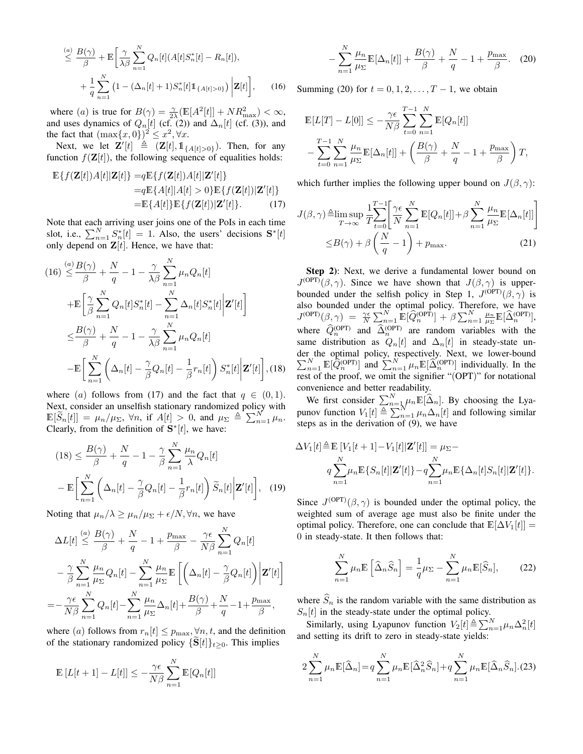$$\overset{(a)}{\leq} \frac{B(\gamma)}{\beta} + \mathbb{E}\bigg[ \frac{\gamma}{\lambda\beta} \sum_{n=1}^{N} Q_n[t](A[t]S_n^*[t] - R_n[t]), + \frac{1}{q}\sum_{n=1}^{N} \big(1 - (\Delta_n[t]+1)S_n^*[t]\mathbb{1}_{\{A[t]>0\}}\big) \bigg| \mathbf{Z}[t] \bigg], \quad (16)$$

where $(a)$ is true for $B(\gamma) = \frac{\gamma}{2\lambda}(\mathbb{E}[A^2[t]] + NR_{\max}^2) < \infty$, and uses dynamics of $Q_n[t]$ (cf. (2)) and $\Delta_n[t]$ (cf. (3)), and the fact that $(\max\{x, 0\})^2 \leq x^2, \forall x$.

Next, we let $\mathbf{Z}'[t] \triangleq (\mathbf{Z}[t], \mathbb{1}_{\{A[t]>0\}})$. Then, for any function $f(\mathbf{Z}[t])$, the following sequence of equalities holds:

$$\begin{aligned}\mathbb{E}\{f(\mathbf{Z}[t])A[t]|\mathbf{Z}[t]\} &= q\mathbb{E}\{f(\mathbf{Z}[t])A[t]|\mathbf{Z}'[t]\} \\ &= q\mathbb{E}\{A[t]|A[t]>0\}\mathbb{E}\{f(\mathbf{Z}[t])|\mathbf{Z}'[t]\} \\ &= \mathbb{E}\{A[t]\}\mathbb{E}\{f(\mathbf{Z}[t])|\mathbf{Z}'[t]\}. \quad (17)\end{aligned}$$

Note that each arriving user joins one of the PoIs in each time slot, i.e., $\sum_{n=1}^{N} S_n^*[t] = 1$. Also, the users' decisions $\mathbf{S}^*[t]$ only depend on $\mathbf{Z}[t]$. Hence, we have that:

$$\begin{aligned}(16) &\overset{(a)}{\leq} \frac{B(\gamma)}{\beta} + \frac{N}{q} - 1 - \frac{\gamma}{\lambda\beta}\sum_{n=1}^{N}\mu_n Q_n[t] \\ &\quad + \mathbb{E}\bigg[\frac{\gamma}{\beta}\sum_{n=1}^{N} Q_n[t]S_n^*[t] - \sum_{n=1}^{N}\Delta_n[t]S_n^*[t]\bigg|\mathbf{Z}'[t]\bigg] \\ &\leq \frac{B(\gamma)}{\beta} + \frac{N}{q} - 1 - \frac{\gamma}{\lambda\beta}\sum_{n=1}^{N}\mu_n Q_n[t] \\ &\quad - \mathbb{E}\bigg[\sum_{n=1}^{N}\bigg(\Delta_n[t] - \frac{\gamma}{\beta}Q_n[t] - \frac{1}{\beta}r_n[t]\bigg)S_n^*[t]\bigg|\mathbf{Z}'[t]\bigg], \quad (18)\end{aligned}$$

where $(a)$ follows from (17) and the fact that $q \in (0, 1)$. Next, consider an unselfish stationary randomized policy with $\mathbb{E}[\widetilde{S}_n[t]] = \mu_n/\mu_\Sigma$, $\forall n$, if $A[t] > 0$, and $\mu_\Sigma \triangleq \sum_{n=1}^{N}\mu_n$. Clearly, from the definition of $\mathbf{S}^*[t]$, we have:

$$\begin{aligned}(18) &\leq \frac{B(\gamma)}{\beta} + \frac{N}{q} - 1 - \frac{\gamma}{\beta}\sum_{n=1}^{N}\frac{\mu_n}{\lambda}Q_n[t] \\ &\quad - \mathbb{E}\bigg[\sum_{n=1}^{N}\bigg(\Delta_n[t] - \frac{\gamma}{\beta}Q_n[t] - \frac{1}{\beta}r_n[t]\bigg)\widetilde{S}_n[t]\bigg|\mathbf{Z}'[t]\bigg], \quad (19)\end{aligned}$$

Noting that $\mu_n/\lambda \geq \mu_n/\mu_\Sigma + \epsilon/N, \forall n$, we have

$$\begin{aligned}\Delta L[t] &\overset{(a)}{\leq} \frac{B(\gamma)}{\beta} + \frac{N}{q} - 1 + \frac{p_{\max}}{\beta} - \frac{\gamma\epsilon}{N\beta}\sum_{n=1}^{N}Q_n[t] \\ &\quad - \frac{\gamma}{\beta}\sum_{n=1}^{N}\frac{\mu_n}{\mu_\Sigma}Q_n[t] - \sum_{n=1}^{N}\frac{\mu_n}{\mu_\Sigma}\mathbb{E}\bigg[\bigg(\Delta_n[t] - \frac{\gamma}{\beta}Q_n[t]\bigg)\bigg|\mathbf{Z}'[t]\bigg] \\ &= -\frac{\gamma\epsilon}{N\beta}\sum_{n=1}^{N}Q_n[t] - \sum_{n=1}^{N}\frac{\mu_n}{\mu_\Sigma}\Delta_n[t] + \frac{B(\gamma)}{\beta} + \frac{N}{q} - 1 + \frac{p_{\max}}{\beta},\end{aligned}$$

where $(a)$ follows from $r_n[t] \leq p_{\max}, \forall n, t$, and the definition of the stationary randomized policy $\{\widetilde{\mathbf{S}}[t]\}_{t\geq 0}$. This implies

$$\mathbb{E}\left[L[t+1] - L[t]\right] \leq -\frac{\gamma\epsilon}{N\beta}\sum_{n=1}^{N}\mathbb{E}[Q_n[t]] - \sum_{n=1}^{N}\frac{\mu_n}{\mu_\Sigma}\mathbb{E}[\Delta_n[t]] + \frac{B(\gamma)}{\beta} + \frac{N}{q} - 1 + \frac{p_{\max}}{\beta}. \quad (20)$$

Summing (20) for $t = 0, 1, 2, \ldots, T-1$, we obtain

$$\mathbb{E}[L[T] - L[0]] \leq -\frac{\gamma\epsilon}{N\beta}\sum_{t=0}^{T-1}\sum_{n=1}^{N}\mathbb{E}[Q_n[t]] - \sum_{t=0}^{T-1}\sum_{n=1}^{N}\frac{\mu_n}{\mu_\Sigma}\mathbb{E}[\Delta_n[t]] + \bigg(\frac{B(\gamma)}{\beta} + \frac{N}{q} - 1 + \frac{p_{\max}}{\beta}\bigg)T,$$

which further implies the following upper bound on $J(\beta, \gamma)$:

$$\begin{aligned}J(\beta,\gamma) &\triangleq \limsup_{T\to\infty}\frac{1}{T}\sum_{t=0}^{T-1}\bigg[\frac{\gamma\epsilon}{N}\sum_{n=1}^{N}\mathbb{E}[Q_n[t]] + \beta\sum_{n=1}^{N}\frac{\mu_n}{\mu_\Sigma}\mathbb{E}[\Delta_n[t]]\bigg] \\ &\leq B(\gamma) + \beta\bigg(\frac{N}{q} - 1\bigg) + p_{\max}. \quad (21)\end{aligned}$$

**Step 2)**: Next, we derive a fundamental lower bound on $J^{(\mathrm{OPT})}(\beta, \gamma)$. Since we have shown that $J(\beta, \gamma)$ is upper-bounded under the selfish policy in Step 1, $J^{(\mathrm{OPT})}(\beta, \gamma)$ is also bounded under the optimal policy. Therefore, we have $J^{(\mathrm{OPT})}(\beta, \gamma) = \frac{\gamma\epsilon}{N}\sum_{n=1}^{N}\mathbb{E}[\widehat{Q}_n^{(\mathrm{OPT})}] + \beta\sum_{n=1}^{N}\frac{\mu_n}{\mu_\Sigma}\mathbb{E}[\widehat{\Delta}_n^{(\mathrm{OPT})}]$, where $\widehat{Q}_n^{(\mathrm{OPT})}$ and $\widehat{\Delta}_n^{(\mathrm{OPT})}$ are random variables with the same distribution as $Q_n[t]$ and $\Delta_n[t]$ in steady-state under the optimal policy, respectively. Next, we lower-bound $\sum_{n=1}^{N}\mathbb{E}[\widehat{Q}_n^{(\mathrm{OPT})}]$ and $\sum_{n=1}^{N}\mu_n\mathbb{E}[\widehat{\Delta}_n^{(\mathrm{OPT})}]$ individually. In the rest of the proof, we omit the signifier "(OPT)" for notational convenience and better readability.

We first consider $\sum_{n=1}^{N}\mu_n\mathbb{E}[\widehat{\Delta}_n]$. By choosing the Lyapunov function $V_1[t] \triangleq \sum_{n=1}^{N}\mu_n\Delta_n[t]$ and following similar steps as in the derivation of (9), we have

$$\Delta V_1[t] \triangleq \mathbb{E}\left[V_1[t+1] - V_1[t]|\mathbf{Z}'[t]\right] = \mu_\Sigma - q\sum_{n=1}^{N}\mu_n\mathbb{E}\{S_n[t]|\mathbf{Z}'[t]\} - q\sum_{n=1}^{N}\mu_n\mathbb{E}\{\Delta_n[t]S_n[t]|\mathbf{Z}'[t]\}.$$

Since $J^{(\mathrm{OPT})}(\beta, \gamma)$ is bounded under the optimal policy, the weighted sum of average age must also be finite under the optimal policy. Therefore, one can conclude that $\mathbb{E}[\Delta V_1[t]] = 0$ in steady-state. It then follows that:

$$\sum_{n=1}^{N}\mu_n\mathbb{E}\left[\widehat{\Delta}_n\widehat{S}_n\right] = \frac{1}{q}\mu_\Sigma - \sum_{n=1}^{N}\mu_n\mathbb{E}[\widehat{S}_n], \quad (22)$$

where $\widehat{S}_n$ is the random variable with the same distribution as $S_n[t]$ in the steady-state under the optimal policy.

Similarly, using Lyapunov function $V_2[t] \triangleq \sum_{n=1}^{N}\mu_n\Delta_n^2[t]$ and setting its drift to zero in steady-state yields:

$$2\sum_{n=1}^{N}\mu_n\mathbb{E}[\widehat{\Delta}_n] = q\sum_{n=1}^{N}\mu_n\mathbb{E}[\widehat{\Delta}_n^2\widehat{S}_n] + q\sum_{n=1}^{N}\mu_n\mathbb{E}[\widehat{\Delta}_n\widehat{S}_n]. \quad (23)$$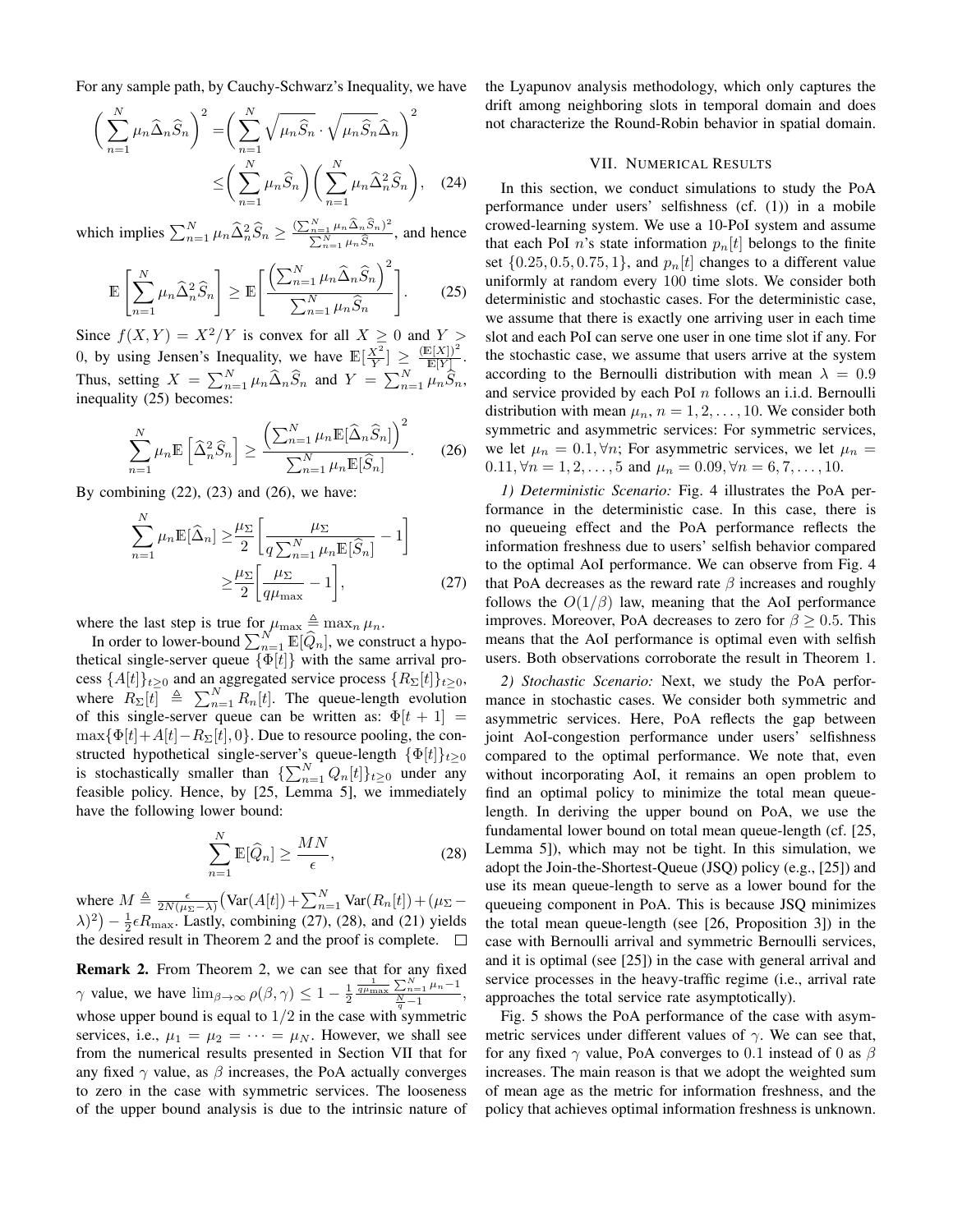For any sample path, by Cauchy-Schwarz's Inequality, we have

$$\left(\sum_{n=1}^{N}\mu_n\widehat{\Delta}_n\widehat{S}_n\right)^2 = \left(\sum_{n=1}^{N}\sqrt{\mu_n\widehat{S}_n}\cdot\sqrt{\mu_n\widehat{S}_n}\widehat{\Delta}_n\right)^2 \leq \left(\sum_{n=1}^{N}\mu_n\widehat{S}_n\right)\left(\sum_{n=1}^{N}\mu_n\widehat{\Delta}_n^2\widehat{S}_n\right), \quad (24)$$

which implies $\sum_{n=1}^{N}\mu_n\widehat{\Delta}_n^2\widehat{S}_n \geq \frac{(\sum_{n=1}^{N}\mu_n\widehat{\Delta}_n\widehat{S}_n)^2}{\sum_{n=1}^{N}\mu_n\widehat{S}_n}$, and hence

$$\mathbb{E}\left[\sum_{n=1}^{N}\mu_n\widehat{\Delta}_n^2\widehat{S}_n\right] \geq \mathbb{E}\left[\frac{\left(\sum_{n=1}^{N}\mu_n\widehat{\Delta}_n\widehat{S}_n\right)^2}{\sum_{n=1}^{N}\mu_n\widehat{S}_n}\right]. \quad (25)$$

Since $f(X,Y) = X^2/Y$ is convex for all $X \geq 0$ and $Y > 0$, by using Jensen's Inequality, we have $\mathbb{E}[\frac{X^2}{Y}] \geq \frac{(\mathbb{E}[X])^2}{\mathbb{E}[Y]}$. Thus, setting $X = \sum_{n=1}^{N}\mu_n\widehat{\Delta}_n\widehat{S}_n$ and $Y = \sum_{n=1}^{N}\mu_n\widehat{S}_n$, inequality (25) becomes:

$$\sum_{n=1}^{N}\mu_n\mathbb{E}\left[\widehat{\Delta}_n^2\widehat{S}_n\right] \geq \frac{\left(\sum_{n=1}^{N}\mu_n\mathbb{E}[\widehat{\Delta}_n\widehat{S}_n]\right)^2}{\sum_{n=1}^{N}\mu_n\mathbb{E}[\widehat{S}_n]}. \quad (26)$$

By combining (22), (23) and (26), we have:

$$\sum_{n=1}^{N}\mu_n\mathbb{E}[\widehat{\Delta}_n] \geq \frac{\mu_\Sigma}{2}\left[\frac{\mu_\Sigma}{q\sum_{n=1}^{N}\mu_n\mathbb{E}[\widehat{S}_n]} - 1\right] \geq \frac{\mu_\Sigma}{2}\left[\frac{\mu_\Sigma}{q\mu_{\max}} - 1\right], \quad (27)$$

where the last step is true for $\mu_{\max} \triangleq \max_n \mu_n$.

In order to lower-bound $\sum_{n=1}^{N}\mathbb{E}[\widehat{Q}_n]$, we construct a hypothetical single-server queue $\{\Phi[t]\}$ with the same arrival process $\{A[t]\}_{t\geq 0}$ and an aggregated service process $\{R_\Sigma[t]\}_{t\geq 0}$, where $R_\Sigma[t] \triangleq \sum_{n=1}^{N}R_n[t]$. The queue-length evolution of this single-server queue can be written as: $\Phi[t+1] = \max\{\Phi[t]+A[t]-R_\Sigma[t], 0\}$. Due to resource pooling, the constructed hypothetical single-server's queue-length $\{\Phi[t]\}_{t\geq 0}$ is stochastically smaller than $\{\sum_{n=1}^{N}Q_n[t]\}_{t\geq 0}$ under any feasible policy. Hence, by [25, Lemma 5], we immediately have the following lower bound:

$$\sum_{n=1}^{N}\mathbb{E}[\widehat{Q}_n] \geq \frac{MN}{\epsilon}, \quad (28)$$

where $M \triangleq \frac{\epsilon}{2N(\mu_\Sigma-\lambda)}\left(\mathrm{Var}(A[t])+\sum_{n=1}^{N}\mathrm{Var}(R_n[t])+(\mu_\Sigma-\lambda)^2\right) - \frac{1}{2}\epsilon R_{\max}$. Lastly, combining (27), (28), and (21) yields the desired result in Theorem 2 and the proof is complete. □

**Remark 2.** From Theorem 2, we can see that for any fixed $\gamma$ value, we have $\lim_{\beta\to\infty}\rho(\beta,\gamma) \leq 1 - \frac{1}{2}\frac{\frac{1}{q\mu_{\max}}\sum_{n=1}^{N}\mu_n - 1}{\frac{N}{q}-1}$, whose upper bound is equal to $1/2$ in the case with symmetric services, i.e., $\mu_1 = \mu_2 = \cdots = \mu_N$. However, we shall see from the numerical results presented in Section VII that for any fixed $\gamma$ value, as $\beta$ increases, the PoA actually converges to zero in the case with symmetric services. The looseness of the upper bound analysis is due to the intrinsic nature of the Lyapunov analysis methodology, which only captures the drift among neighboring slots in temporal domain and does not characterize the Round-Robin behavior in spatial domain.

## VII. Numerical Results

In this section, we conduct simulations to study the PoA performance under users' selfishness (cf. (1)) in a mobile crowed-learning system. We use a 10-PoI system and assume that each PoI $n$'s state information $p_n[t]$ belongs to the finite set $\{0.25, 0.5, 0.75, 1\}$, and $p_n[t]$ changes to a different value uniformly at random every 100 time slots. We consider both deterministic and stochastic cases. For the deterministic case, we assume that there is exactly one arriving user in each time slot and each PoI can serve one user in one time slot if any. For the stochastic case, we assume that users arrive at the system according to the Bernoulli distribution with mean $\lambda = 0.9$ and service provided by each PoI $n$ follows an i.i.d. Bernoulli distribution with mean $\mu_n$, $n = 1, 2, \ldots, 10$. We consider both symmetric and asymmetric services: For symmetric services, we let $\mu_n = 0.1, \forall n$; For asymmetric services, we let $\mu_n = 0.11, \forall n = 1, 2, \ldots, 5$ and $\mu_n = 0.09, \forall n = 6, 7, \ldots, 10$.

*1) Deterministic Scenario:* Fig. 4 illustrates the PoA performance in the deterministic case. In this case, there is no queueing effect and the PoA performance reflects the information freshness due to users' selfish behavior compared to the optimal AoI performance. We can observe from Fig. 4 that PoA decreases as the reward rate $\beta$ increases and roughly follows the $O(1/\beta)$ law, meaning that the AoI performance improves. Moreover, PoA decreases to zero for $\beta \geq 0.5$. This means that the AoI performance is optimal even with selfish users. Both observations corroborate the result in Theorem 1.

*2) Stochastic Scenario:* Next, we study the PoA performance in stochastic cases. We consider both symmetric and asymmetric services. Here, PoA reflects the gap between joint AoI-congestion performance under users' selfishness compared to the optimal performance. We note that, even without incorporating AoI, it remains an open problem to find an optimal policy to minimize the total mean queue-length. In deriving the upper bound on PoA, we use the fundamental lower bound on total mean queue-length (cf. [25, Lemma 5]), which may not be tight. In this simulation, we adopt the Join-the-Shortest-Queue (JSQ) policy (e.g., [25]) and use its mean queue-length to serve as a lower bound for the queueing component in PoA. This is because JSQ minimizes the total mean queue-length (see [26, Proposition 3]) in the case with Bernoulli arrival and symmetric Bernoulli services, and it is optimal (see [25]) in the case with general arrival and service processes in the heavy-traffic regime (i.e., arrival rate approaches the total service rate asymptotically).

Fig. 5 shows the PoA performance of the case with asymmetric services under different values of $\gamma$. We can see that, for any fixed $\gamma$ value, PoA converges to 0.1 instead of 0 as $\beta$ increases. The main reason is that we adopt the weighted sum of mean age as the metric for information freshness, and the policy that achieves optimal information freshness is unknown.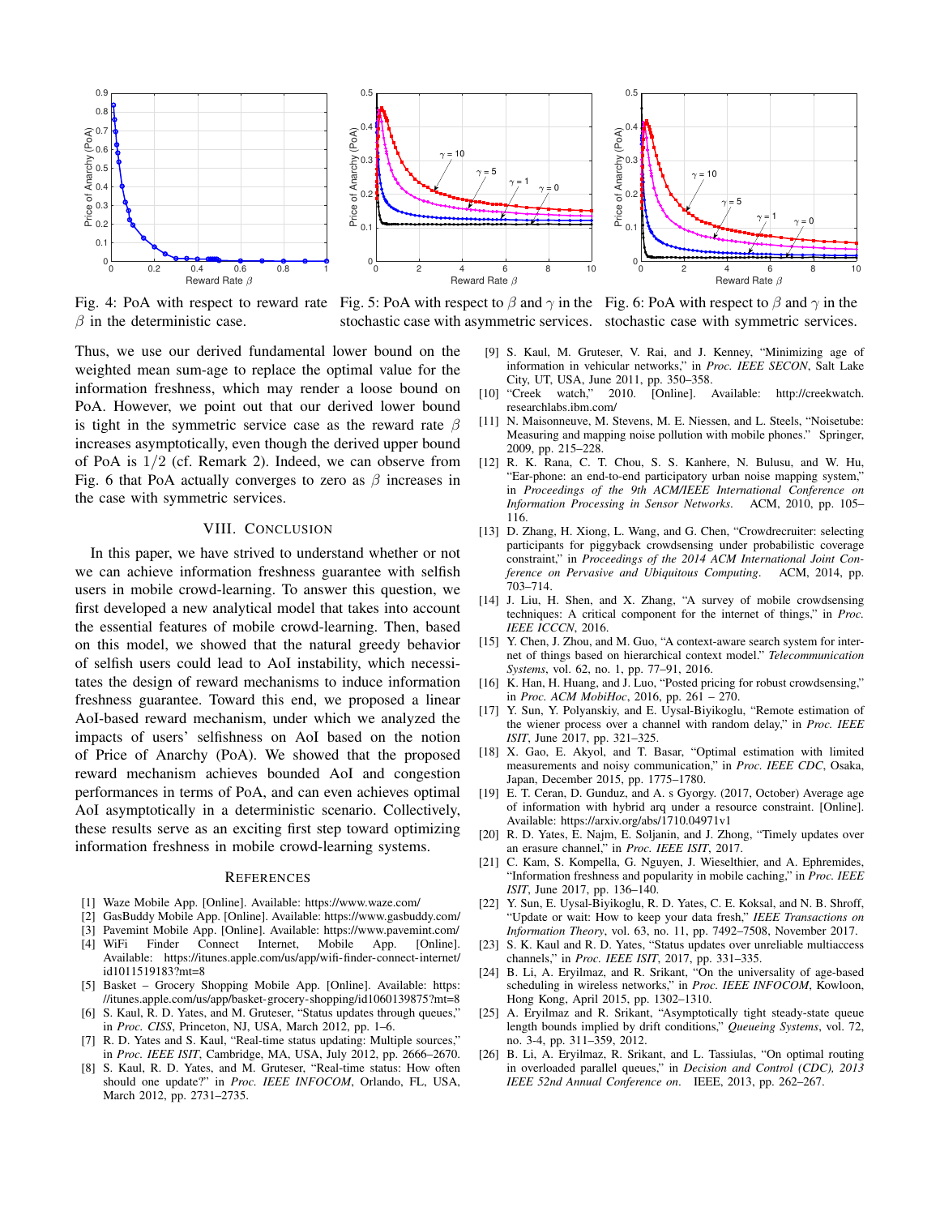0.9
0.8
0.7
0.6
0.5
0.4
0.3
0.2
0.1
0
Price of Anarchy (PoA)
0 0.2 0.4 0.6 0.8 1
Reward Rate $\beta$

Fig. 4: PoA with respect to reward rate $\beta$ in the deterministic case.

0.5
0.4
0.3
0.2
0.1
0
Price of Anarchy (PoA)
$\gamma = 10$
$\gamma = 5$
$\gamma = 1$
$\gamma = 0$
0 2 4 6 8 10
Reward Rate $\beta$

Fig. 5: PoA with respect to $\beta$ and $\gamma$ in the stochastic case with asymmetric services.

0.5
0.4
0.3
0.2
0.1
0
Price of Anarchy (PoA)
$\gamma = 10$
$\gamma = 5$
$\gamma = 1$
$\gamma = 0$
0 2 4 6 8 10
Reward Rate $\beta$

Fig. 6: PoA with respect to $\beta$ and $\gamma$ in the stochastic case with symmetric services.

Thus, we use our derived fundamental lower bound on the weighted mean sum-age to replace the optimal value for the information freshness, which may render a loose bound on PoA. However, we point out that our derived lower bound is tight in the symmetric service case as the reward rate $\beta$ increases asymptotically, even though the derived upper bound of PoA is $1/2$ (cf. Remark 2). Indeed, we can observe from Fig. 6 that PoA actually converges to zero as $\beta$ increases in the case with symmetric services.

## VIII. Conclusion

In this paper, we have strived to understand whether or not we can achieve information freshness guarantee with selfish users in mobile crowd-learning. To answer this question, we first developed a new analytical model that takes into account the essential features of mobile crowd-learning. Then, based on this model, we showed that the natural greedy behavior of selfish users could lead to AoI instability, which necessitates the design of reward mechanisms to induce information freshness guarantee. Toward this end, we proposed a linear AoI-based reward mechanism, under which we analyzed the impacts of users' selfishness on AoI based on the notion of Price of Anarchy (PoA). We showed that the proposed reward mechanism achieves bounded AoI and congestion performances in terms of PoA, and can even achieves optimal AoI asymptotically in a deterministic scenario. Collectively, these results serve as an exciting first step toward optimizing information freshness in mobile crowd-learning systems.

## References

[1] Waze Mobile App. [Online]. Available: https://www.waze.com/

[2] GasBuddy Mobile App. [Online]. Available: https://www.gasbuddy.com/

[3] Pavemint Mobile App. [Online]. Available: https://www.pavemint.com/

[4] WiFi Finder Connect Internet, Mobile App. [Online]. Available: https://itunes.apple.com/us/app/wifi-finder-connect-internet/id1011519183?mt=8

[5] Basket – Grocery Shopping Mobile App. [Online]. Available: https://itunes.apple.com/us/app/basket-grocery-shopping/id1060139875?mt=8

[6] S. Kaul, R. D. Yates, and M. Gruteser, "Status updates through queues," in *Proc. CISS*, Princeton, NJ, USA, March 2012, pp. 1–6.

[7] R. D. Yates and S. Kaul, "Real-time status updating: Multiple sources," in *Proc. IEEE ISIT*, Cambridge, MA, USA, July 2012, pp. 2666–2670.

[8] S. Kaul, R. D. Yates, and M. Gruteser, "Real-time status: How often should one update?" in *Proc. IEEE INFOCOM*, Orlando, FL, USA, March 2012, pp. 2731–2735.

[9] S. Kaul, M. Gruteser, V. Rai, and J. Kenney, "Minimizing age of information in vehicular networks," in *Proc. IEEE SECON*, Salt Lake City, UT, USA, June 2011, pp. 350–358.

[10] "Creek watch," 2010. [Online]. Available: http://creekwatch.researchlabs.ibm.com/

[11] N. Maisonneuve, M. Stevens, M. E. Niessen, and L. Steels, "Noisetube: Measuring and mapping noise pollution with mobile phones." Springer, 2009, pp. 215–228.

[12] R. K. Rana, C. T. Chou, S. S. Kanhere, N. Bulusu, and W. Hu, "Ear-phone: an end-to-end participatory urban noise mapping system," in *Proceedings of the 9th ACM/IEEE International Conference on Information Processing in Sensor Networks*. ACM, 2010, pp. 105–116.

[13] D. Zhang, H. Xiong, L. Wang, and G. Chen, "Crowdrecruiter: selecting participants for piggyback crowdsensing under probabilistic coverage constraint," in *Proceedings of the 2014 ACM International Joint Conference on Pervasive and Ubiquitous Computing*. ACM, 2014, pp. 703–714.

[14] J. Liu, H. Shen, and X. Zhang, "A survey of mobile crowdsensing techniques: A critical component for the internet of things," in *Proc. IEEE ICCCN*, 2016.

[15] Y. Chen, J. Zhou, and M. Guo, "A context-aware search system for internet of things based on hierarchical context model." *Telecommunication Systems*, vol. 62, no. 1, pp. 77–91, 2016.

[16] K. Han, H. Huang, and J. Luo, "Posted pricing for robust crowdsensing," in *Proc. ACM MobiHoc*, 2016, pp. 261 – 270.

[17] Y. Sun, Y. Polyanskiy, and E. Uysal-Biyikoglu, "Remote estimation of the wiener process over a channel with random delay," in *Proc. IEEE ISIT*, June 2017, pp. 321–325.

[18] X. Gao, E. Akyol, and T. Basar, "Optimal estimation with limited measurements and noisy communication," in *Proc. IEEE CDC*, Osaka, Japan, December 2015, pp. 1775–1780.

[19] E. T. Ceran, D. Gunduz, and A. s Gyorgy. (2017, October) Average age of information with hybrid arq under a resource constraint. [Online]. Available: https://arxiv.org/abs/1710.04971v1

[20] R. D. Yates, E. Najm, E. Soljanin, and J. Zhong, "Timely updates over an erasure channel," in *Proc. IEEE ISIT*, 2017.

[21] C. Kam, S. Kompella, G. Nguyen, J. Wieselthier, and A. Ephremides, "Information freshness and popularity in mobile caching," in *Proc. IEEE ISIT*, June 2017, pp. 136–140.

[22] Y. Sun, E. Uysal-Biyikoglu, R. D. Yates, C. E. Koksal, and N. B. Shroff, "Update or wait: How to keep your data fresh," *IEEE Transactions on Information Theory*, vol. 63, no. 11, pp. 7492–7508, November 2017.

[23] S. K. Kaul and R. D. Yates, "Status updates over unreliable multiaccess channels," in *Proc. IEEE ISIT*, 2017, pp. 331–335.

[24] B. Li, A. Eryilmaz, and R. Srikant, "On the universality of age-based scheduling in wireless networks," in *Proc. IEEE INFOCOM*, Kowloon, Hong Kong, April 2015, pp. 1302–1310.

[25] A. Eryilmaz and R. Srikant, "Asymptotically tight steady-state queue length bounds implied by drift conditions," *Queueing Systems*, vol. 72, no. 3-4, pp. 311–359, 2012.

[26] B. Li, A. Eryilmaz, R. Srikant, and L. Tassiulas, "On optimal routing in overloaded parallel queues," in *Decision and Control (CDC), 2013 IEEE 52nd Annual Conference on*. IEEE, 2013, pp. 262–267.